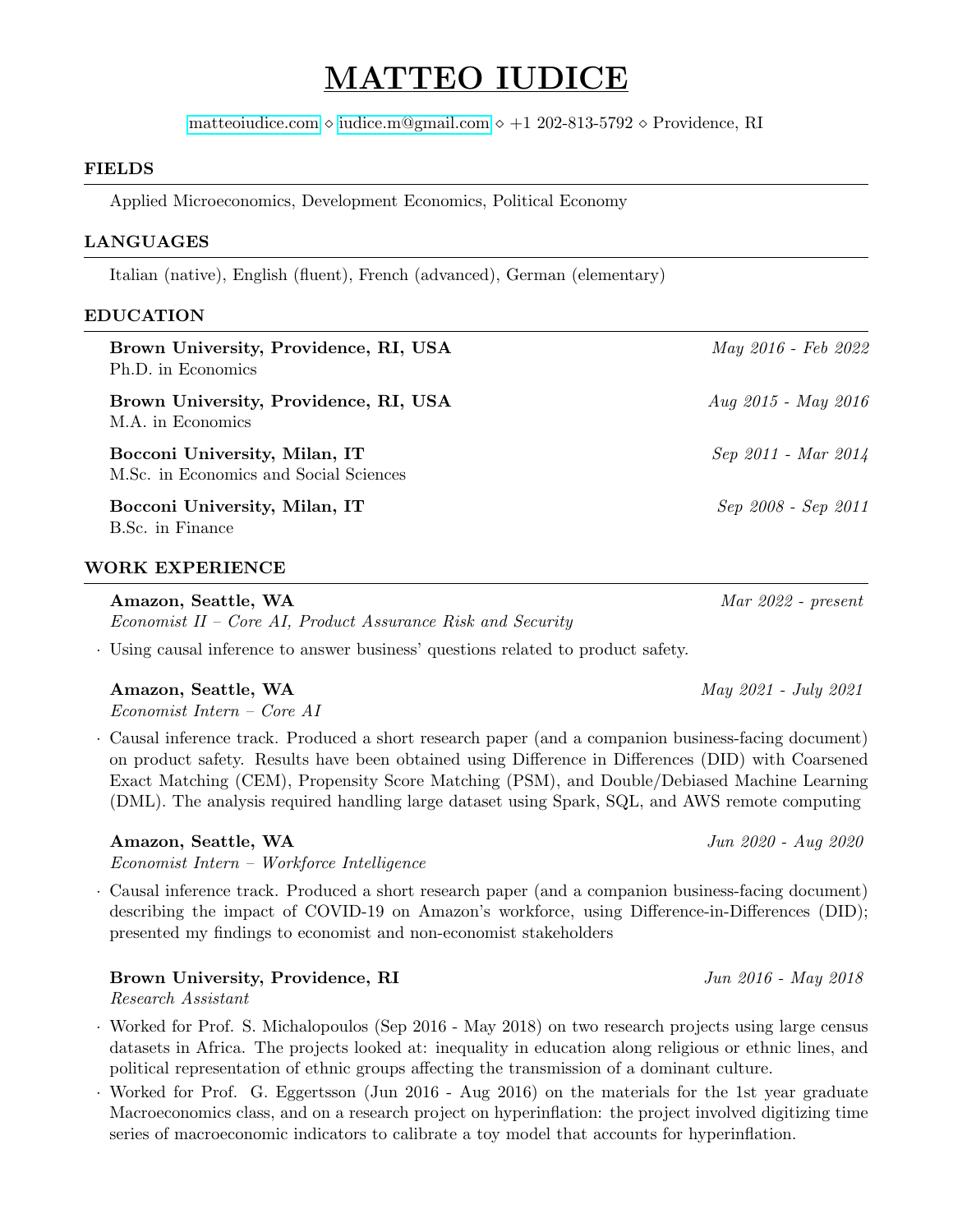# MATTEO IUDICE

matteoiudice.com ⋄ iudice.m@gmail.com ⋄ +1 202-813-5792 ⋄ Providence, RI

## FIELDS

Applied Microeconomics, Development Economics, Political Economy

## LANGUAGES

Italian (native), English (fluent), French (advanced), German (elementary)

## EDUCATION

**Brown University, Providence, RI, USA** — *May 2016 - Feb 2022*
Ph.D. in Economics

**Brown University, Providence, RI, USA** — *Aug 2015 - May 2016*
M.A. in Economics

**Bocconi University, Milan, IT** — *Sep 2011 - Mar 2014*
M.Sc. in Economics and Social Sciences

**Bocconi University, Milan, IT** — *Sep 2008 - Sep 2011*
B.Sc. in Finance

## WORK EXPERIENCE

**Amazon, Seattle, WA** — *Mar 2022 - present*
*Economist II – Core AI, Product Assurance Risk and Security*

- Using causal inference to answer business' questions related to product safety.

**Amazon, Seattle, WA** — *May 2021 - July 2021*
*Economist Intern – Core AI*

- Causal inference track. Produced a short research paper (and a companion business-facing document) on product safety. Results have been obtained using Difference in Differences (DID) with Coarsened Exact Matching (CEM), Propensity Score Matching (PSM), and Double/Debiased Machine Learning (DML). The analysis required handling large dataset using Spark, SQL, and AWS remote computing

**Amazon, Seattle, WA** — *Jun 2020 - Aug 2020*
*Economist Intern – Workforce Intelligence*

- Causal inference track. Produced a short research paper (and a companion business-facing document) describing the impact of COVID-19 on Amazon's workforce, using Difference-in-Differences (DID); presented my findings to economist and non-economist stakeholders

**Brown University, Providence, RI** — *Jun 2016 - May 2018*
*Research Assistant*

- Worked for Prof. S. Michalopoulos (Sep 2016 - May 2018) on two research projects using large census datasets in Africa. The projects looked at: inequality in education along religious or ethnic lines, and political representation of ethnic groups affecting the transmission of a dominant culture.
- Worked for Prof. G. Eggertsson (Jun 2016 - Aug 2016) on the materials for the 1st year graduate Macroeconomics class, and on a research project on hyperinflation: the project involved digitizing time series of macroeconomic indicators to calibrate a toy model that accounts for hyperinflation.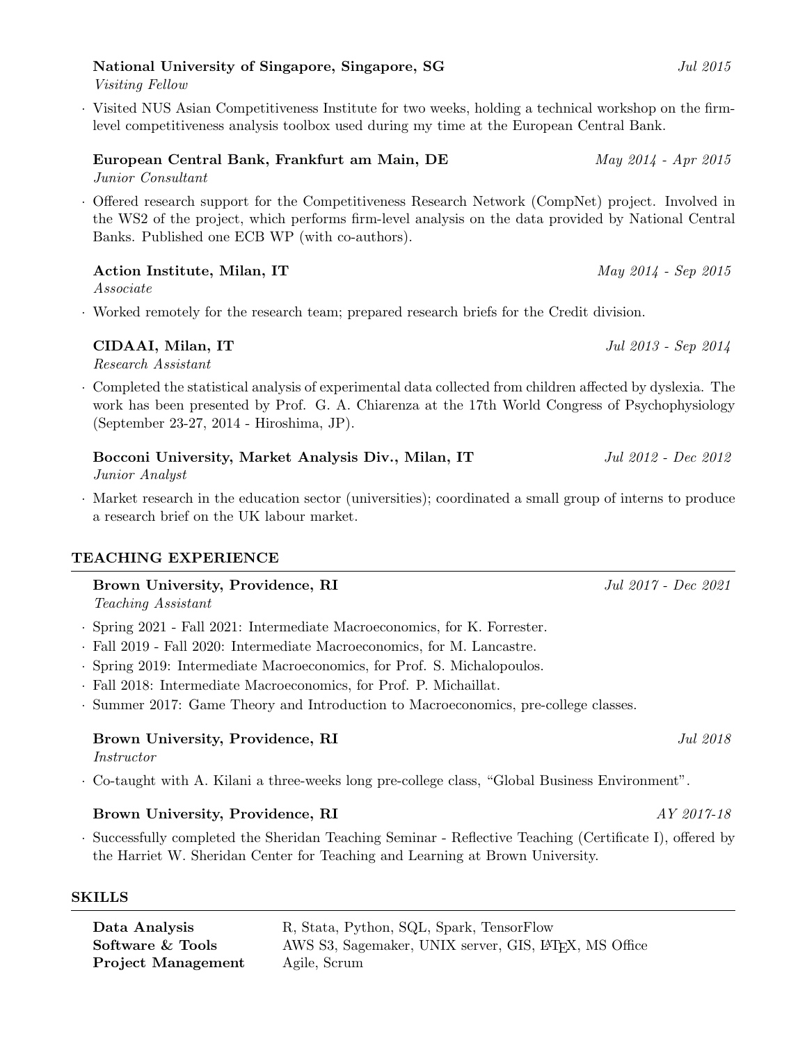**National University of Singapore, Singapore, SG** *Jul 2015*
*Visiting Fellow*

- Visited NUS Asian Competitiveness Institute for two weeks, holding a technical workshop on the firm-level competitiveness analysis toolbox used during my time at the European Central Bank.

**European Central Bank, Frankfurt am Main, DE** *May 2014 - Apr 2015*
*Junior Consultant*

- Offered research support for the Competitiveness Research Network (CompNet) project. Involved in the WS2 of the project, which performs firm-level analysis on the data provided by National Central Banks. Published one ECB WP (with co-authors).

**Action Institute, Milan, IT** *May 2014 - Sep 2015*
*Associate*

- Worked remotely for the research team; prepared research briefs for the Credit division.

**CIDAAI, Milan, IT** *Jul 2013 - Sep 2014*
*Research Assistant*

- Completed the statistical analysis of experimental data collected from children affected by dyslexia. The work has been presented by Prof. G. A. Chiarenza at the 17th World Congress of Psychophysiology (September 23-27, 2014 - Hiroshima, JP).

**Bocconi University, Market Analysis Div., Milan, IT** *Jul 2012 - Dec 2012*
*Junior Analyst*

- Market research in the education sector (universities); coordinated a small group of interns to produce a research brief on the UK labour market.

## TEACHING EXPERIENCE

**Brown University, Providence, RI** *Jul 2017 - Dec 2021*
*Teaching Assistant*

- Spring 2021 - Fall 2021: Intermediate Macroeconomics, for K. Forrester.
- Fall 2019 - Fall 2020: Intermediate Macroeconomics, for M. Lancastre.
- Spring 2019: Intermediate Macroeconomics, for Prof. S. Michalopoulos.
- Fall 2018: Intermediate Macroeconomics, for Prof. P. Michaillat.
- Summer 2017: Game Theory and Introduction to Macroeconomics, pre-college classes.

**Brown University, Providence, RI** *Jul 2018*
*Instructor*

- Co-taught with A. Kilani a three-weeks long pre-college class, "Global Business Environment".

**Brown University, Providence, RI** *AY 2017-18*

- Successfully completed the Sheridan Teaching Seminar - Reflective Teaching (Certificate I), offered by the Harriet W. Sheridan Center for Teaching and Learning at Brown University.

## SKILLS

| | |
|---|---|
| **Data Analysis** | R, Stata, Python, SQL, Spark, TensorFlow |
| **Software & Tools** | AWS S3, Sagemaker, UNIX server, GIS, LaTeX, MS Office |
| **Project Management** | Agile, Scrum |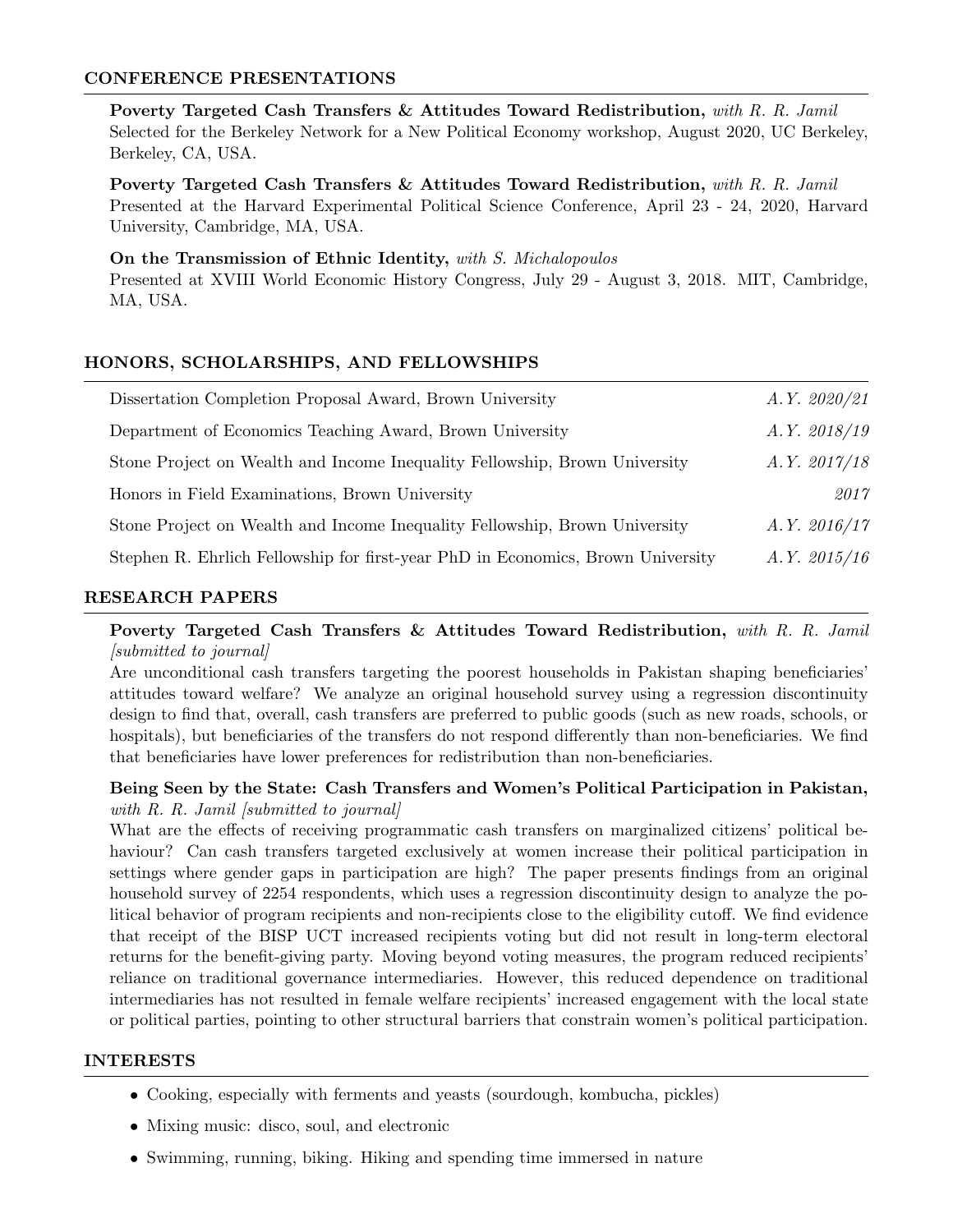## CONFERENCE PRESENTATIONS

**Poverty Targeted Cash Transfers & Attitudes Toward Redistribution,** *with R. R. Jamil*
Selected for the Berkeley Network for a New Political Economy workshop, August 2020, UC Berkeley, Berkeley, CA, USA.

**Poverty Targeted Cash Transfers & Attitudes Toward Redistribution,** *with R. R. Jamil*
Presented at the Harvard Experimental Political Science Conference, April 23 - 24, 2020, Harvard University, Cambridge, MA, USA.

**On the Transmission of Ethnic Identity,** *with S. Michalopoulos*
Presented at XVIII World Economic History Congress, July 29 - August 3, 2018. MIT, Cambridge, MA, USA.

## HONORS, SCHOLARSHIPS, AND FELLOWSHIPS

| | |
|---|---|
| Dissertation Completion Proposal Award, Brown University | *A.Y. 2020/21* |
| Department of Economics Teaching Award, Brown University | *A.Y. 2018/19* |
| Stone Project on Wealth and Income Inequality Fellowship, Brown University | *A.Y. 2017/18* |
| Honors in Field Examinations, Brown University | *2017* |
| Stone Project on Wealth and Income Inequality Fellowship, Brown University | *A.Y. 2016/17* |
| Stephen R. Ehrlich Fellowship for first-year PhD in Economics, Brown University | *A.Y. 2015/16* |

## RESEARCH PAPERS

**Poverty Targeted Cash Transfers & Attitudes Toward Redistribution,** *with R. R. Jamil [submitted to journal]*
Are unconditional cash transfers targeting the poorest households in Pakistan shaping beneficiaries' attitudes toward welfare? We analyze an original household survey using a regression discontinuity design to find that, overall, cash transfers are preferred to public goods (such as new roads, schools, or hospitals), but beneficiaries of the transfers do not respond differently than non-beneficiaries. We find that beneficiaries have lower preferences for redistribution than non-beneficiaries.

**Being Seen by the State: Cash Transfers and Women's Political Participation in Pakistan,** *with R. R. Jamil [submitted to journal]*
What are the effects of receiving programmatic cash transfers on marginalized citizens' political behaviour? Can cash transfers targeted exclusively at women increase their political participation in settings where gender gaps in participation are high? The paper presents findings from an original household survey of 2254 respondents, which uses a regression discontinuity design to analyze the political behavior of program recipients and non-recipients close to the eligibility cutoff. We find evidence that receipt of the BISP UCT increased recipients voting but did not result in long-term electoral returns for the benefit-giving party. Moving beyond voting measures, the program reduced recipients' reliance on traditional governance intermediaries. However, this reduced dependence on traditional intermediaries has not resulted in female welfare recipients' increased engagement with the local state or political parties, pointing to other structural barriers that constrain women's political participation.

## INTERESTS

- Cooking, especially with ferments and yeasts (sourdough, kombucha, pickles)
- Mixing music: disco, soul, and electronic
- Swimming, running, biking. Hiking and spending time immersed in nature